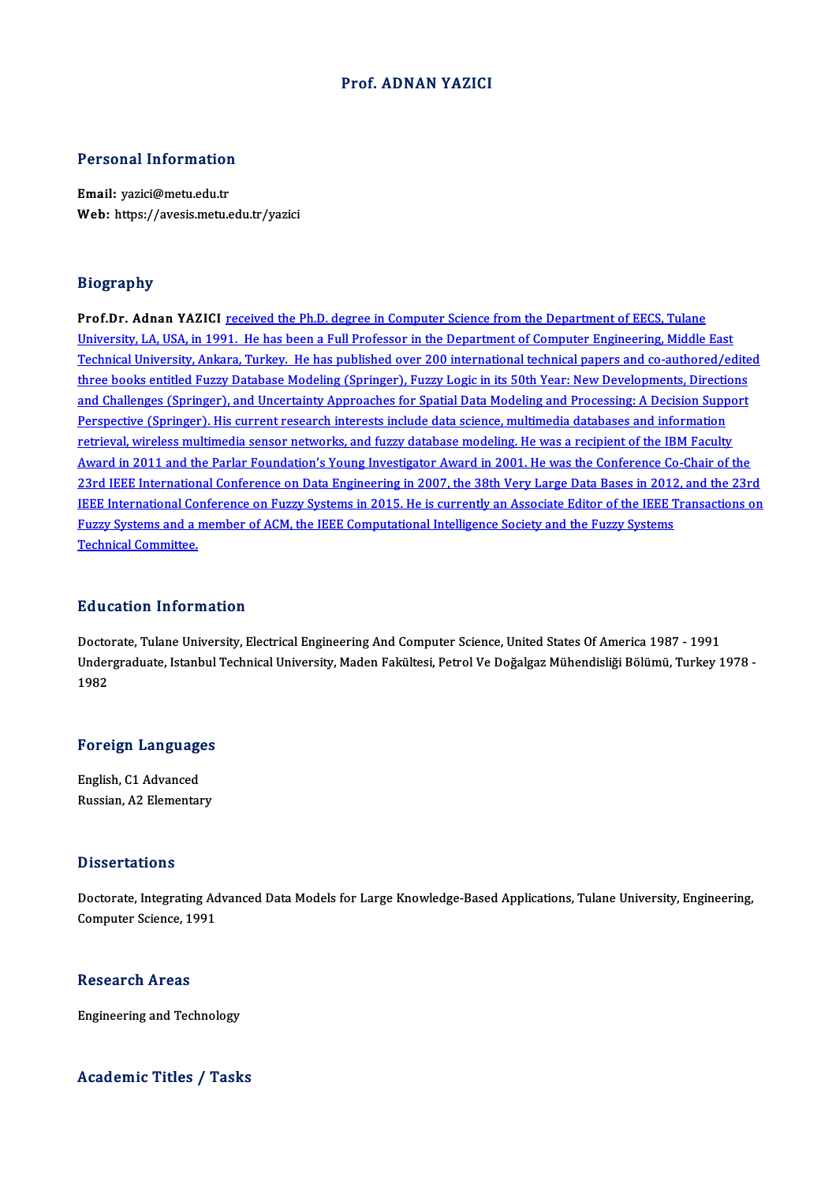# Prof. ADNAN YAZICI

## Personal Information

**Email:** yazici@metu.edu.tr
**Web:** https://avesis.metu.edu.tr/yazici

## Biography

**Prof.Dr. Adnan YAZICI** received the Ph.D. degree in Computer Science from the Department of EECS, Tulane University, LA, USA, in 1991. He has been a Full Professor in the Department of Computer Engineering, Middle East Technical University, Ankara, Turkey. He has published over 200 international technical papers and co-authored/edited three books entitled Fuzzy Database Modeling (Springer), Fuzzy Logic in its 50th Year: New Developments, Directions and Challenges (Springer), and Uncertainty Approaches for Spatial Data Modeling and Processing: A Decision Support Perspective (Springer). His current research interests include data science, multimedia databases and information retrieval, wireless multimedia sensor networks, and fuzzy database modeling. He was a recipient of the IBM Faculty Award in 2011 and the Parlar Foundation's Young Investigator Award in 2001. He was the Conference Co-Chair of the 23rd IEEE International Conference on Data Engineering in 2007, the 38th Very Large Data Bases in 2012, and the 23rd IEEE International Conference on Fuzzy Systems in 2015. He is currently an Associate Editor of the IEEE Transactions on Fuzzy Systems and a member of ACM, the IEEE Computational Intelligence Society and the Fuzzy Systems Technical Committee.

## Education Information

Doctorate, Tulane University, Electrical Engineering And Computer Science, United States Of America 1987 - 1991
Undergraduate, Istanbul Technical University, Maden Fakültesi, Petrol Ve Doğalgaz Mühendisliği Bölümü, Turkey 1978 - 1982

## Foreign Languages

English, C1 Advanced
Russian, A2 Elementary

## Dissertations

Doctorate, Integrating Advanced Data Models for Large Knowledge-Based Applications, Tulane University, Engineering, Computer Science, 1991

## Research Areas

Engineering and Technology

## Academic Titles / Tasks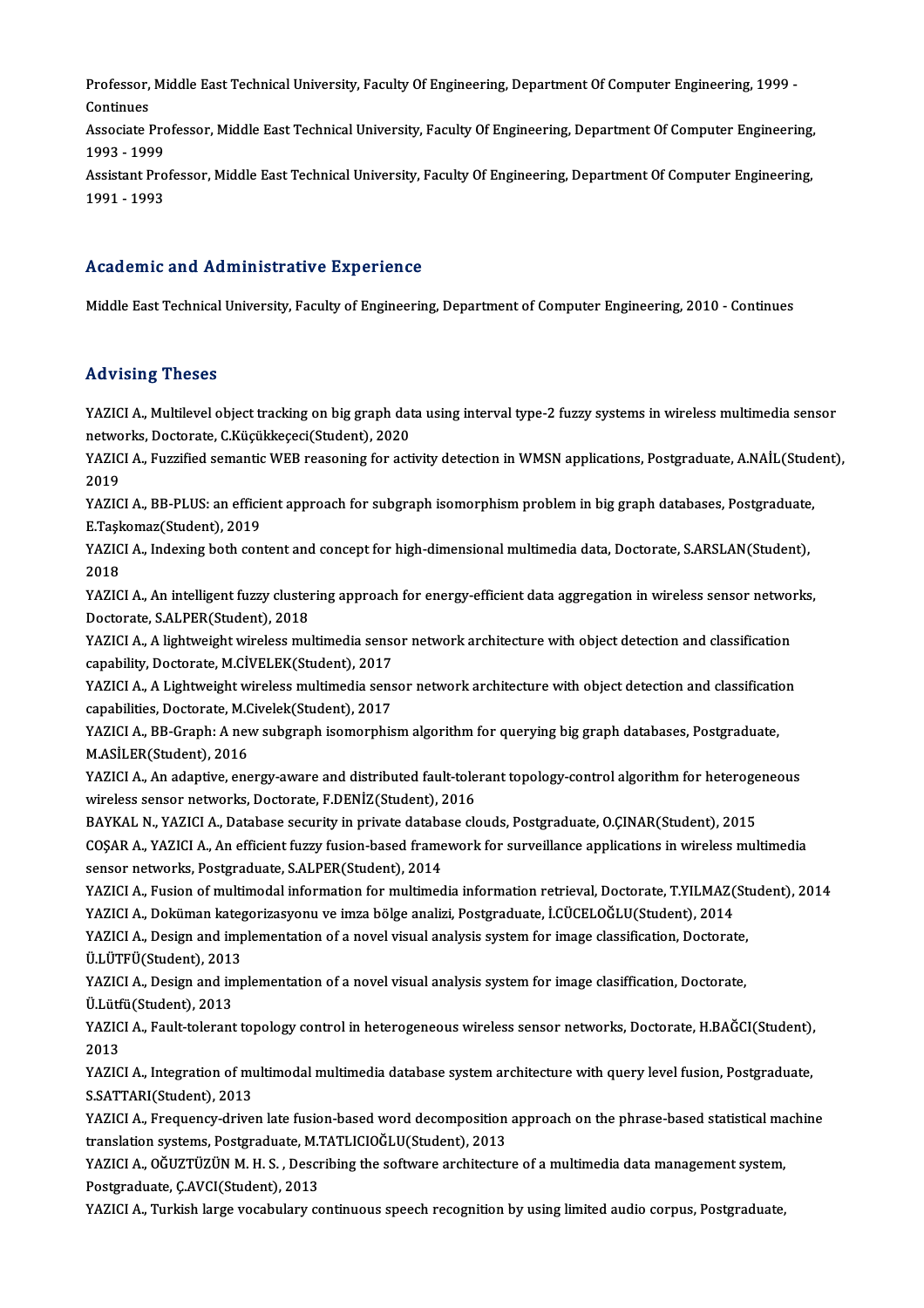Professor, Middle East Technical University, Faculty Of Engineering, Department Of Computer Engineering, 1999 - Continues

Associate Professor, Middle East Technical University, Faculty Of Engineering, Department Of Computer Engineering, 1993 - 1999

Assistant Professor, Middle East Technical University, Faculty Of Engineering, Department Of Computer Engineering, 1991 - 1993

## Academic and Administrative Experience

Middle East Technical University, Faculty of Engineering, Department of Computer Engineering, 2010 - Continues

## Advising Theses

YAZICI A., Multilevel object tracking on big graph data using interval type-2 fuzzy systems in wireless multimedia sensor networks, Doctorate, C.Küçükkeçeci(Student), 2020

YAZICI A., Fuzzified semantic WEB reasoning for activity detection in WMSN applications, Postgraduate, A.NAİL(Student), 2019

YAZICI A., BB-PLUS: an efficient approach for subgraph isomorphism problem in big graph databases, Postgraduate, E.Taşkomaz(Student), 2019

YAZICI A., Indexing both content and concept for high-dimensional multimedia data, Doctorate, S.ARSLAN(Student), 2018

YAZICI A., An intelligent fuzzy clustering approach for energy-efficient data aggregation in wireless sensor networks, Doctorate, S.ALPER(Student), 2018

YAZICI A., A lightweight wireless multimedia sensor network architecture with object detection and classification capability, Doctorate, M.CİVELEK(Student), 2017

YAZICI A., A Lightweight wireless multimedia sensor network architecture with object detection and classification capabilities, Doctorate, M.Civelek(Student), 2017

YAZICI A., BB-Graph: A new subgraph isomorphism algorithm for querying big graph databases, Postgraduate, M.ASİLER(Student), 2016

YAZICI A., An adaptive, energy-aware and distributed fault-tolerant topology-control algorithm for heterogeneous wireless sensor networks, Doctorate, F.DENİZ(Student), 2016

BAYKAL N., YAZICI A., Database security in private database clouds, Postgraduate, O.ÇINAR(Student), 2015

COŞAR A., YAZICI A., An efficient fuzzy fusion-based framework for surveillance applications in wireless multimedia sensor networks, Postgraduate, S.ALPER(Student), 2014

YAZICI A., Fusion of multimodal information for multimedia information retrieval, Doctorate, T.YILMAZ(Student), 2014

YAZICI A., Doküman kategorizasyonu ve imza bölge analizi, Postgraduate, İ.CÜCELOĞLU(Student), 2014

YAZICI A., Design and implementation of a novel visual analysis system for image classification, Doctorate, Ü.LÜTFÜ(Student), 2013

YAZICI A., Design and implementation of a novel visual analysis system for image clasiffication, Doctorate, Ü.Lütfü(Student), 2013

YAZICI A., Fault-tolerant topology control in heterogeneous wireless sensor networks, Doctorate, H.BAĞCI(Student), 2013

YAZICI A., Integration of multimodal multimedia database system architecture with query level fusion, Postgraduate, S.SATTARI(Student), 2013

YAZICI A., Frequency-driven late fusion-based word decomposition approach on the phrase-based statistical machine translation systems, Postgraduate, M.TATLICIOĞLU(Student), 2013

YAZICI A., OĞUZTÜZÜN M. H. S. , Describing the software architecture of a multimedia data management system, Postgraduate, Ç.AVCI(Student), 2013

YAZICI A., Turkish large vocabulary continuous speech recognition by using limited audio corpus, Postgraduate,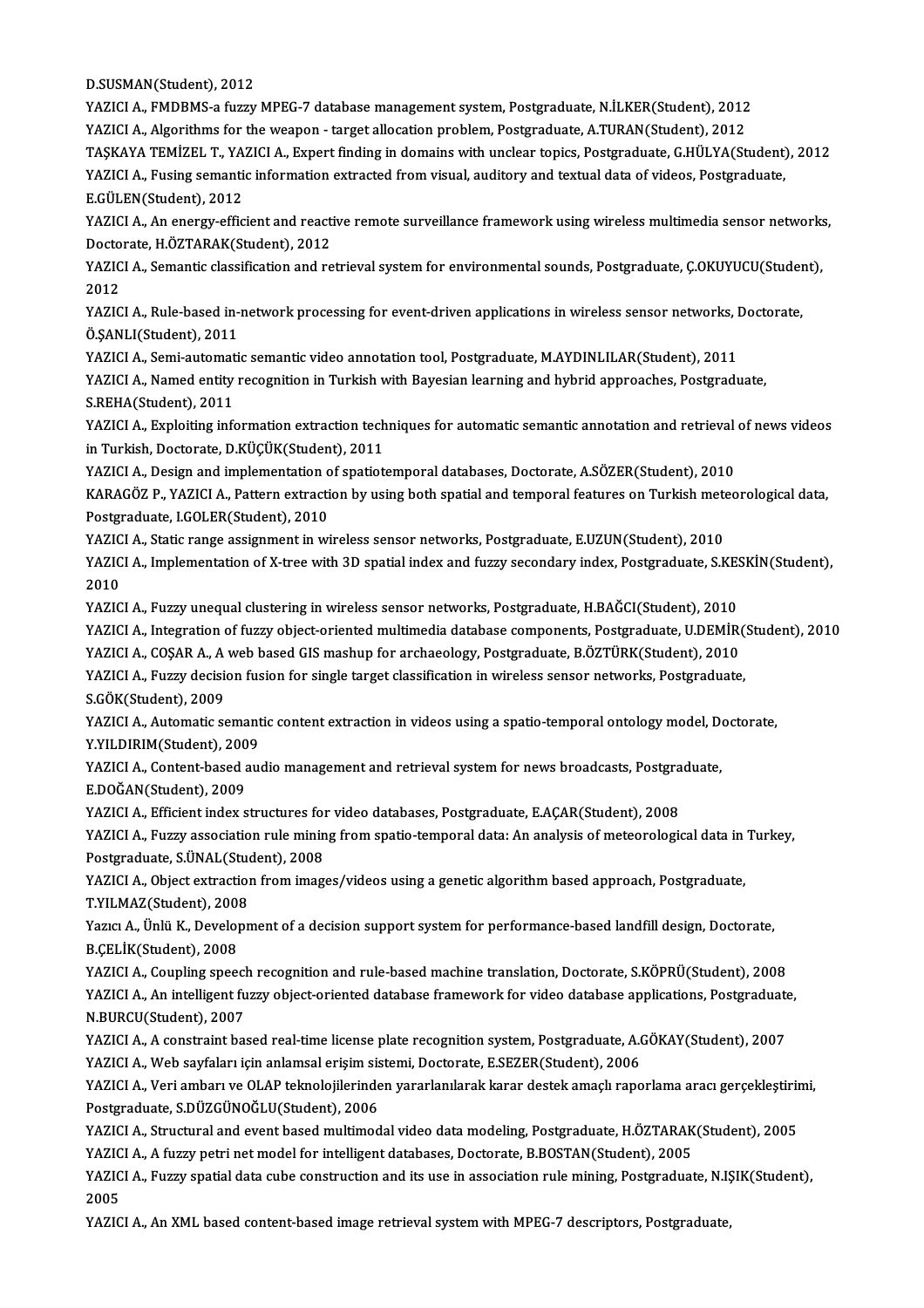D.SUSMAN(Student), 2012

YAZICI A., FMDBMS-a fuzzy MPEG-7 database management system, Postgraduate, N.İLKER(Student), 2012

YAZICI A., Algorithms for the weapon - target allocation problem, Postgraduate, A.TURAN(Student), 2012

TAŞKAYA TEMİZEL T., YAZICI A., Expert finding in domains with unclear topics, Postgraduate, G.HÜLYA(Student), 2012

YAZICI A., Fusing semantic information extracted from visual, auditory and textual data of videos, Postgraduate, E.GÜLEN(Student), 2012

YAZICI A., An energy-efficient and reactive remote surveillance framework using wireless multimedia sensor networks, Doctorate, H.ÖZTARAK(Student), 2012

YAZICI A., Semantic classification and retrieval system for environmental sounds, Postgraduate, Ç.OKUYUCU(Student), 2012

YAZICI A., Rule-based in-network processing for event-driven applications in wireless sensor networks, Doctorate, Ö.ŞANLI(Student), 2011

YAZICI A., Semi-automatic semantic video annotation tool, Postgraduate, M.AYDINLILAR(Student), 2011

YAZICI A., Named entity recognition in Turkish with Bayesian learning and hybrid approaches, Postgraduate, S.REHA(Student), 2011

YAZICI A., Exploiting information extraction techniques for automatic semantic annotation and retrieval of news videos in Turkish, Doctorate, D.KÜÇÜK(Student), 2011

YAZICI A., Design and implementation of spatiotemporal databases, Doctorate, A.SÖZER(Student), 2010

KARAGÖZ P., YAZICI A., Pattern extraction by using both spatial and temporal features on Turkish meteorological data, Postgraduate, I.GOLER(Student), 2010

YAZICI A., Static range assignment in wireless sensor networks, Postgraduate, E.UZUN(Student), 2010

YAZICI A., Implementation of X-tree with 3D spatial index and fuzzy secondary index, Postgraduate, S.KESKİN(Student), 2010

YAZICI A., Fuzzy unequal clustering in wireless sensor networks, Postgraduate, H.BAĞCI(Student), 2010

YAZICI A., Integration of fuzzy object-oriented multimedia database components, Postgraduate, U.DEMİR(Student), 2010

YAZICI A., COŞAR A., A web based GIS mashup for archaeology, Postgraduate, B.ÖZTÜRK(Student), 2010

YAZICI A., Fuzzy decision fusion for single target classification in wireless sensor networks, Postgraduate, S.GÖK(Student), 2009

YAZICI A., Automatic semantic content extraction in videos using a spatio-temporal ontology model, Doctorate, Y.YILDIRIM(Student), 2009

YAZICI A., Content-based audio management and retrieval system for news broadcasts, Postgraduate, E.DOĞAN(Student), 2009

YAZICI A., Efficient index structures for video databases, Postgraduate, E.AÇAR(Student), 2008

YAZICI A., Fuzzy association rule mining from spatio-temporal data: An analysis of meteorological data in Turkey, Postgraduate, S.ÜNAL(Student), 2008

YAZICI A., Object extraction from images/videos using a genetic algorithm based approach, Postgraduate, T.YILMAZ(Student), 2008

Yazıcı A., Ünlü K., Development of a decision support system for performance-based landfill design, Doctorate, B.ÇELİK(Student), 2008

YAZICI A., Coupling speech recognition and rule-based machine translation, Doctorate, S.KÖPRÜ(Student), 2008

YAZICI A., An intelligent fuzzy object-oriented database framework for video database applications, Postgraduate, N.BURCU(Student), 2007

YAZICI A., A constraint based real-time license plate recognition system, Postgraduate, A.GÖKAY(Student), 2007

YAZICI A., Web sayfaları için anlamsal erişim sistemi, Doctorate, E.SEZER(Student), 2006

YAZICI A., Veri ambarı ve OLAP teknolojilerinden yararlanılarak karar destek amaçlı raporlama aracı gerçekleştirimi, Postgraduate, S.DÜZGÜNOĞLU(Student), 2006

YAZICI A., Structural and event based multimodal video data modeling, Postgraduate, H.ÖZTARAK(Student), 2005

YAZICI A., A fuzzy petri net model for intelligent databases, Doctorate, B.BOSTAN(Student), 2005

YAZICI A., Fuzzy spatial data cube construction and its use in association rule mining, Postgraduate, N.IŞIK(Student), 2005

YAZICI A., An XML based content-based image retrieval system with MPEG-7 descriptors, Postgraduate,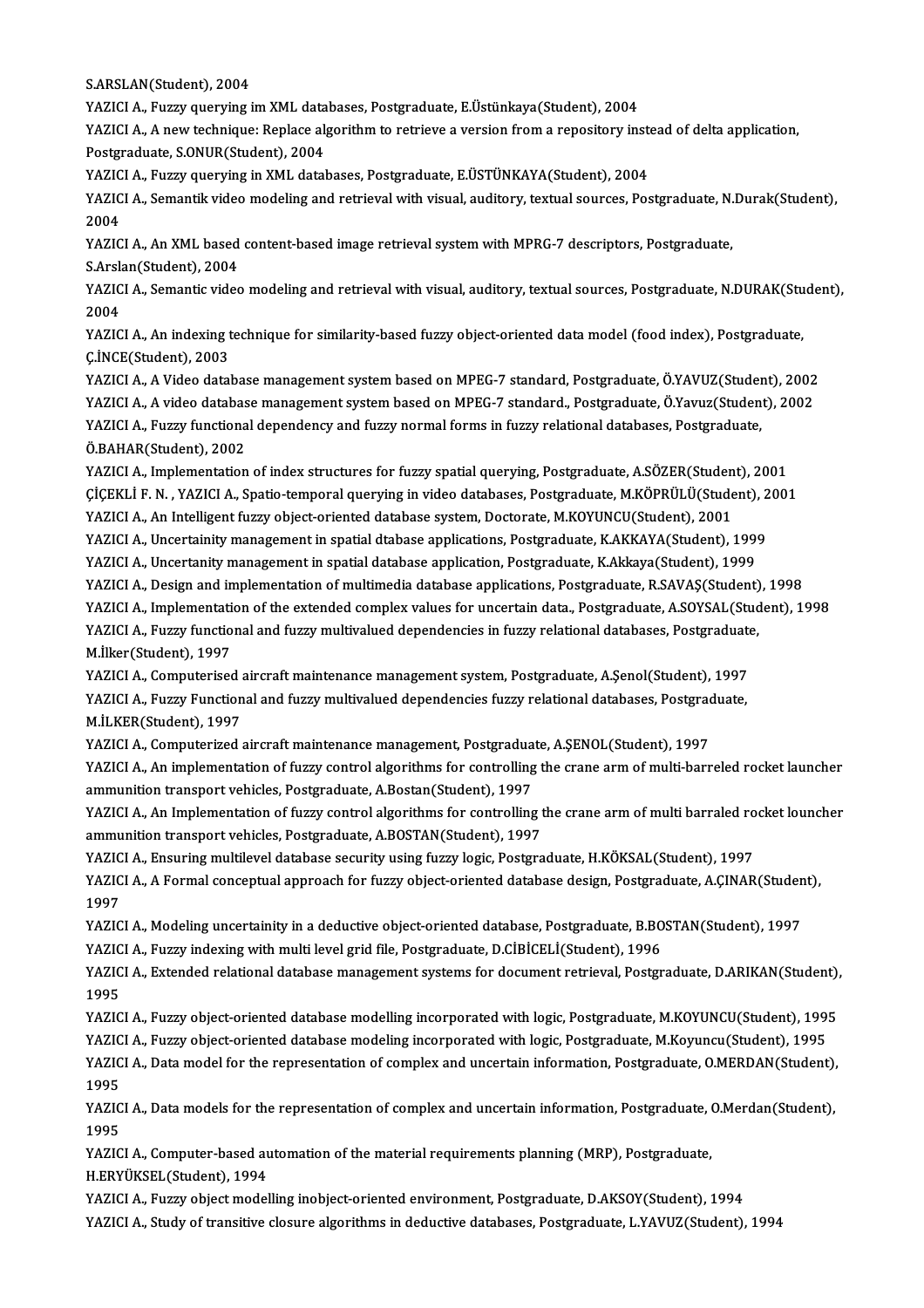S.ARSLAN(Student), 2004

YAZICI A., Fuzzy querying im XML databases, Postgraduate, E.Üstünkaya(Student), 2004

YAZICI A., A new technique: Replace algorithm to retrieve a version from a repository instead of delta application, Postgraduate, S.ONUR(Student), 2004

YAZICI A., Fuzzy querying in XML databases, Postgraduate, E.ÜSTÜNKAYA(Student), 2004

YAZICI A., Semantik video modeling and retrieval with visual, auditory, textual sources, Postgraduate, N.Durak(Student), 2004

YAZICI A., An XML based content-based image retrieval system with MPRG-7 descriptors, Postgraduate, S.Arslan(Student), 2004

YAZICI A., Semantic video modeling and retrieval with visual, auditory, textual sources, Postgraduate, N.DURAK(Student), 2004

YAZICI A., An indexing technique for similarity-based fuzzy object-oriented data model (food index), Postgraduate, Ç.İNCE(Student), 2003

YAZICI A., A Video database management system based on MPEG-7 standard, Postgraduate, Ö.YAVUZ(Student), 2002

YAZICI A., A video database management system based on MPEG-7 standard., Postgraduate, Ö.Yavuz(Student), 2002

YAZICI A., Fuzzy functional dependency and fuzzy normal forms in fuzzy relational databases, Postgraduate, Ö.BAHAR(Student), 2002

YAZICI A., Implementation of index structures for fuzzy spatial querying, Postgraduate, A.SÖZER(Student), 2001

ÇİÇEKLİ F. N. , YAZICI A., Spatio-temporal querying in video databases, Postgraduate, M.KÖPRÜLÜ(Student), 2001

YAZICI A., An Intelligent fuzzy object-oriented database system, Doctorate, M.KOYUNCU(Student), 2001

YAZICI A., Uncertainity management in spatial dtabase applications, Postgraduate, K.AKKAYA(Student), 1999

YAZICI A., Uncertanity management in spatial database application, Postgraduate, K.Akkaya(Student), 1999

YAZICI A., Design and implementation of multimedia database applications, Postgraduate, R.SAVAŞ(Student), 1998

YAZICI A., Implementation of the extended complex values for uncertain data., Postgraduate, A.SOYSAL(Student), 1998

YAZICI A., Fuzzy functional and fuzzy multivalued dependencies in fuzzy relational databases, Postgraduate, M.İlker(Student), 1997

YAZICI A., Computerised aircraft maintenance management system, Postgraduate, A.Şenol(Student), 1997

YAZICI A., Fuzzy Functional and fuzzy multivalued dependencies fuzzy relational databases, Postgraduate, M.İLKER(Student), 1997

YAZICI A., Computerized aircraft maintenance management, Postgraduate, A.ŞENOL(Student), 1997

YAZICI A., An implementation of fuzzy control algorithms for controlling the crane arm of multi-barreled rocket launcher ammunition transport vehicles, Postgraduate, A.Bostan(Student), 1997

YAZICI A., An Implementation of fuzzy control algorithms for controlling the crane arm of multi barraled rocket louncher ammunition transport vehicles, Postgraduate, A.BOSTAN(Student), 1997

YAZICI A., Ensuring multilevel database security using fuzzy logic, Postgraduate, H.KÖKSAL(Student), 1997

YAZICI A., A Formal conceptual approach for fuzzy object-oriented database design, Postgraduate, A.ÇINAR(Student), 1997

YAZICI A., Modeling uncertainity in a deductive object-oriented database, Postgraduate, B.BOSTAN(Student), 1997

YAZICI A., Fuzzy indexing with multi level grid file, Postgraduate, D.CİBİCELİ(Student), 1996

YAZICI A., Extended relational database management systems for document retrieval, Postgraduate, D.ARIKAN(Student), 1995

YAZICI A., Fuzzy object-oriented database modelling incorporated with logic, Postgraduate, M.KOYUNCU(Student), 1995

YAZICI A., Fuzzy object-oriented database modeling incorporated with logic, Postgraduate, M.Koyuncu(Student), 1995

YAZICI A., Data model for the representation of complex and uncertain information, Postgraduate, O.MERDAN(Student), 1995

YAZICI A., Data models for the representation of complex and uncertain information, Postgraduate, O.Merdan(Student), 1995

YAZICI A., Computer-based automation of the material requirements planning (MRP), Postgraduate, H.ERYÜKSEL(Student), 1994

YAZICI A., Fuzzy object modelling inobject-oriented environment, Postgraduate, D.AKSOY(Student), 1994

YAZICI A., Study of transitive closure algorithms in deductive databases, Postgraduate, L.YAVUZ(Student), 1994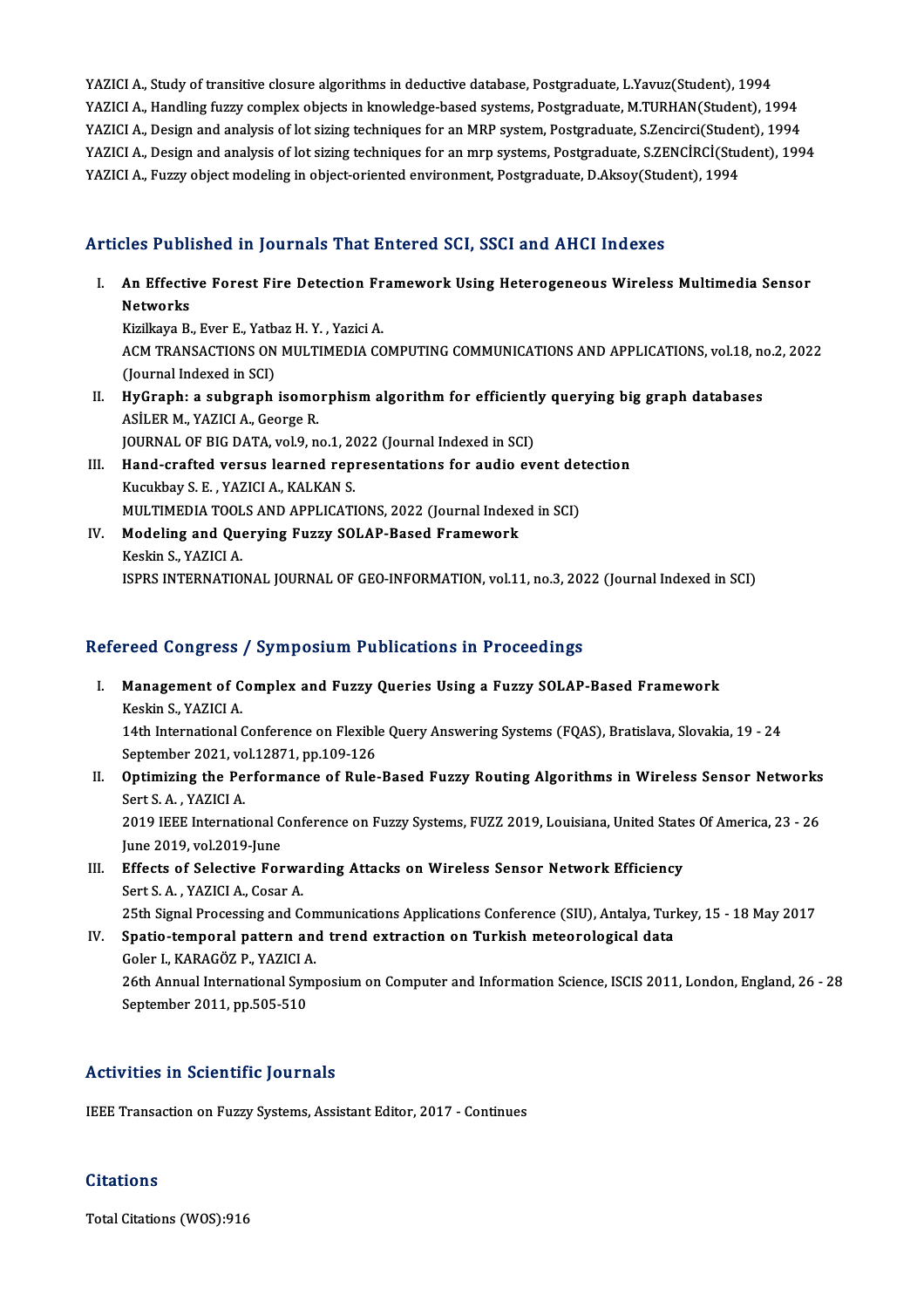YAZICI A., Study of transitive closure algorithms in deductive database, Postgraduate, L.Yavuz(Student), 1994
YAZICI A., Handling fuzzy complex objects in knowledge-based systems, Postgraduate, M.TURHAN(Student), 1994
YAZICI A., Design and analysis of lot sizing techniques for an MRP system, Postgraduate, S.Zencirci(Student), 1994
YAZICI A., Design and analysis of lot sizing techniques for an mrp systems, Postgraduate, S.ZENCİRCİ(Student), 1994
YAZICI A., Fuzzy object modeling in object-oriented environment, Postgraduate, D.Aksoy(Student), 1994

## Articles Published in Journals That Entered SCI, SSCI and AHCI Indexes

I. **An Effective Forest Fire Detection Framework Using Heterogeneous Wireless Multimedia Sensor Networks**
Kizilkaya B., Ever E., Yatbaz H. Y. , Yazici A.
ACM TRANSACTIONS ON MULTIMEDIA COMPUTING COMMUNICATIONS AND APPLICATIONS, vol.18, no.2, 2022 (Journal Indexed in SCI)

II. **HyGraph: a subgraph isomorphism algorithm for efficiently querying big graph databases**
ASİLER M., YAZICI A., George R.
JOURNAL OF BIG DATA, vol.9, no.1, 2022 (Journal Indexed in SCI)

III. **Hand-crafted versus learned representations for audio event detection**
Kucukbay S. E. , YAZICI A., KALKAN S.
MULTIMEDIA TOOLS AND APPLICATIONS, 2022 (Journal Indexed in SCI)

IV. **Modeling and Querying Fuzzy SOLAP-Based Framework**
Keskin S., YAZICI A.
ISPRS INTERNATIONAL JOURNAL OF GEO-INFORMATION, vol.11, no.3, 2022 (Journal Indexed in SCI)

## Refereed Congress / Symposium Publications in Proceedings

I. **Management of Complex and Fuzzy Queries Using a Fuzzy SOLAP-Based Framework**
Keskin S., YAZICI A.
14th International Conference on Flexible Query Answering Systems (FQAS), Bratislava, Slovakia, 19 - 24 September 2021, vol.12871, pp.109-126

II. **Optimizing the Performance of Rule-Based Fuzzy Routing Algorithms in Wireless Sensor Networks**
Sert S. A. , YAZICI A.
2019 IEEE International Conference on Fuzzy Systems, FUZZ 2019, Louisiana, United States Of America, 23 - 26 June 2019, vol.2019-June

III. **Effects of Selective Forwarding Attacks on Wireless Sensor Network Efficiency**
Sert S. A. , YAZICI A., Cosar A.
25th Signal Processing and Communications Applications Conference (SIU), Antalya, Turkey, 15 - 18 May 2017

IV. **Spatio-temporal pattern and trend extraction on Turkish meteorological data**
Goler I., KARAGÖZ P., YAZICI A.
26th Annual International Symposium on Computer and Information Science, ISCIS 2011, London, England, 26 - 28 September 2011, pp.505-510

## Activities in Scientific Journals

IEEE Transaction on Fuzzy Systems, Assistant Editor, 2017 - Continues

## Citations

Total Citations (WOS):916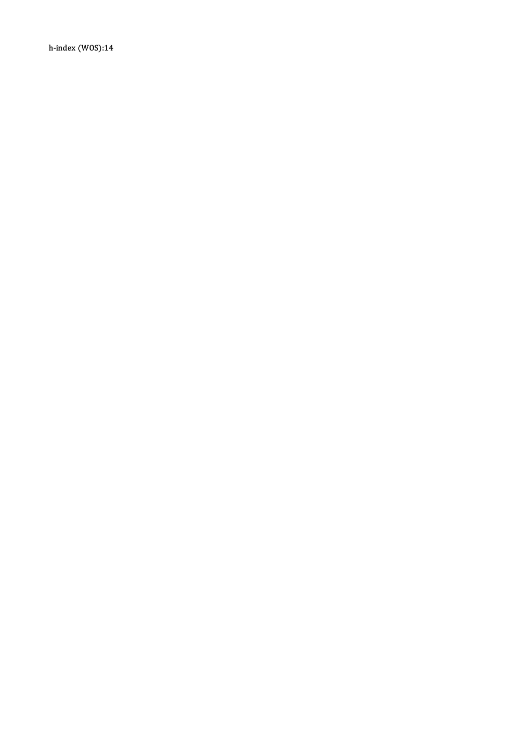h-index (WOS):14